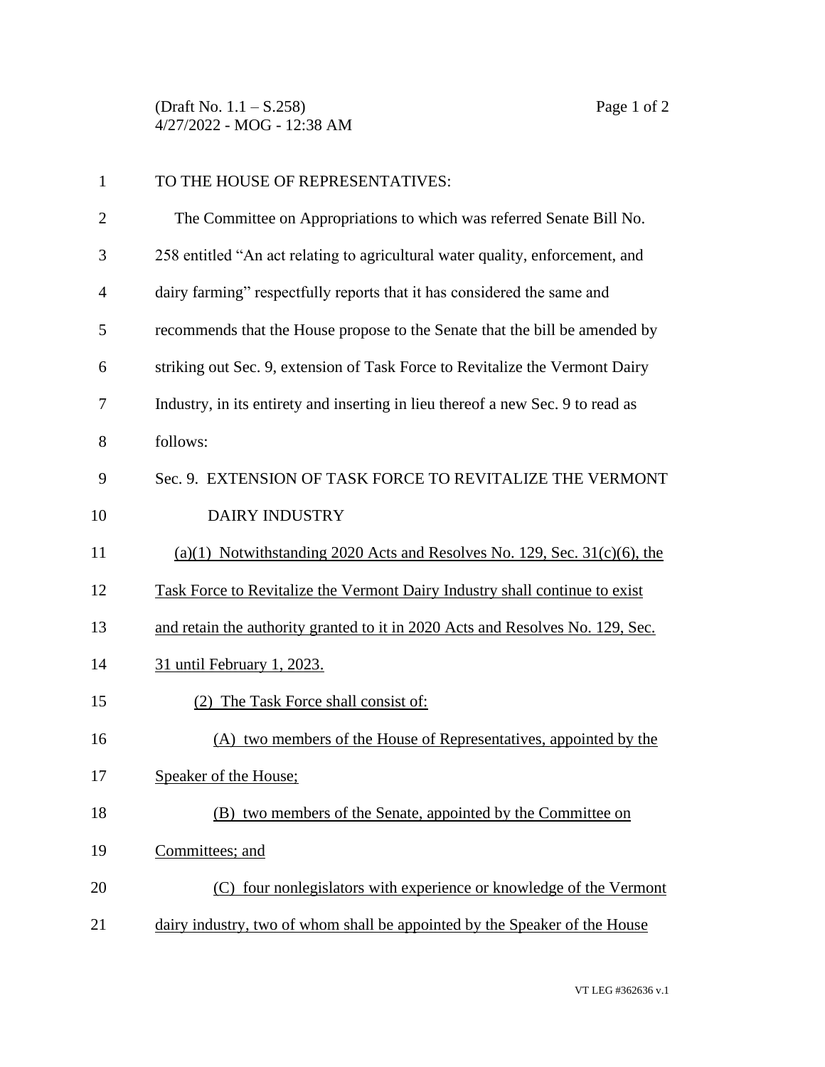TO THE HOUSE OF REPRESENTATIVES:

The Committee on Appropriations to which was referred Senate Bill No. 258 entitled "An act relating to agricultural water quality, enforcement, and dairy farming" respectfully reports that it has considered the same and recommends that the House propose to the Senate that the bill be amended by striking out Sec. 9, extension of Task Force to Revitalize the Vermont Dairy Industry, in its entirety and inserting in lieu thereof a new Sec. 9 to read as follows:

Sec. 9. EXTENSION OF TASK FORCE TO REVITALIZE THE VERMONT DAIRY INDUSTRY

(a)(1) Notwithstanding 2020 Acts and Resolves No. 129, Sec. 31(c)(6), the Task Force to Revitalize the Vermont Dairy Industry shall continue to exist and retain the authority granted to it in 2020 Acts and Resolves No. 129, Sec. 31 until February 1, 2023.

(2) The Task Force shall consist of:

(A) two members of the House of Representatives, appointed by the Speaker of the House;

(B) two members of the Senate, appointed by the Committee on Committees; and

(C) four nonlegislators with experience or knowledge of the Vermont dairy industry, two of whom shall be appointed by the Speaker of the House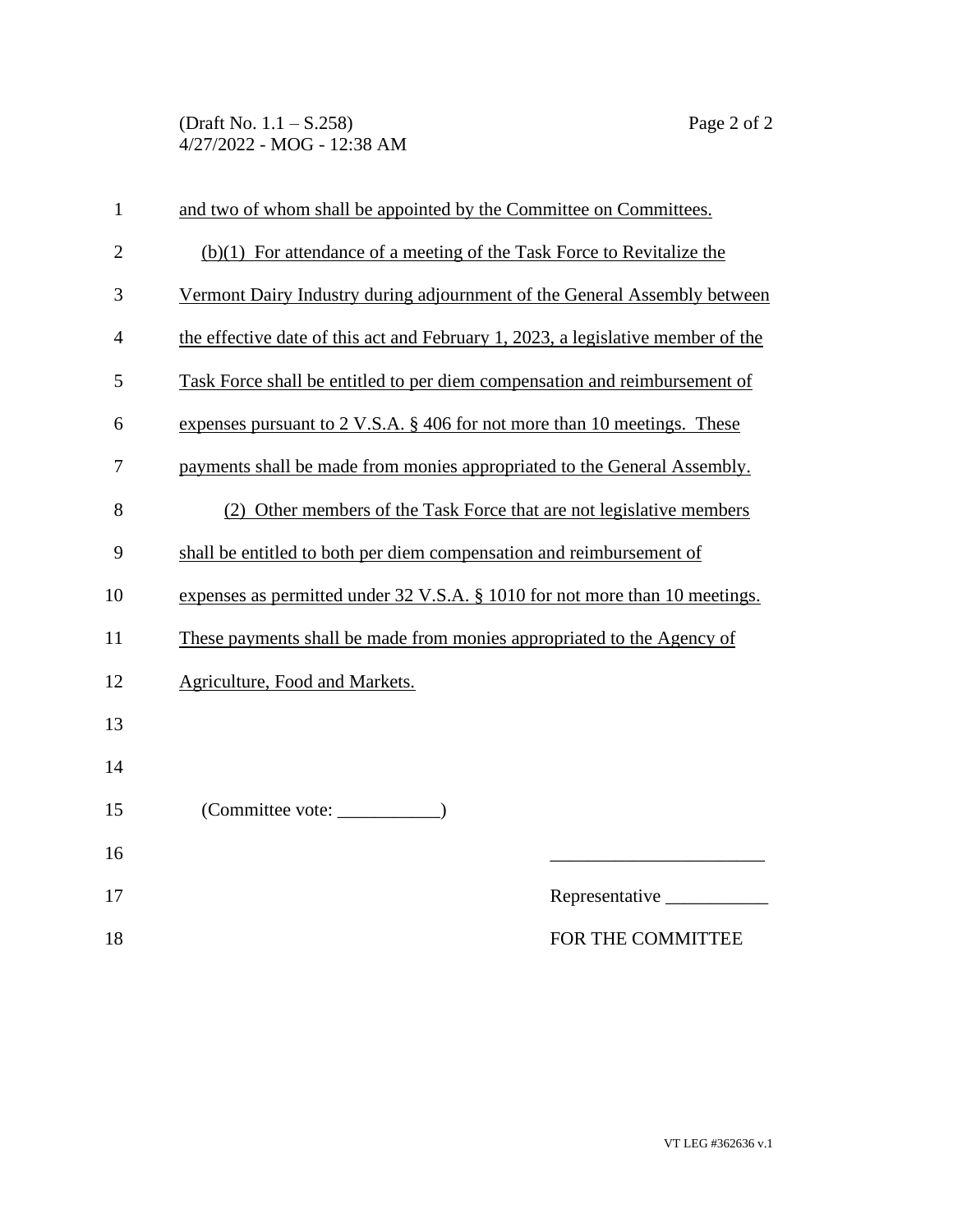and two of whom shall be appointed by the Committee on Committees.

(b)(1) For attendance of a meeting of the Task Force to Revitalize the Vermont Dairy Industry during adjournment of the General Assembly between the effective date of this act and February 1, 2023, a legislative member of the Task Force shall be entitled to per diem compensation and reimbursement of expenses pursuant to 2 V.S.A. § 406 for not more than 10 meetings. These payments shall be made from monies appropriated to the General Assembly.

(2) Other members of the Task Force that are not legislative members shall be entitled to both per diem compensation and reimbursement of expenses as permitted under 32 V.S.A. § 1010 for not more than 10 meetings. These payments shall be made from monies appropriated to the Agency of Agriculture, Food and Markets.

(Committee vote: ___________)

_______________________

Representative ___________

FOR THE COMMITTEE